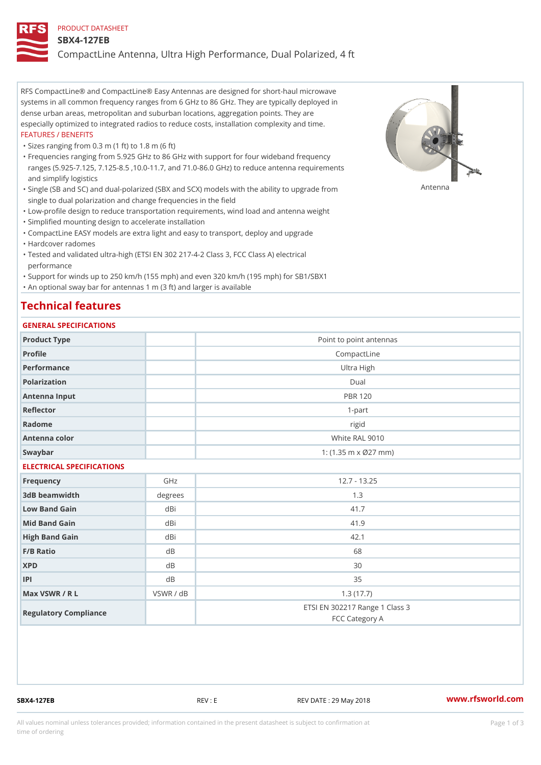PRODUCT DATASHEET

# SBX4-127EB

## CompactLine Antenna, Ultra High Performance, Dual Polarized, 4 ft

RFS CompactLine® and CompactLine® Easy Antennas are designed for short-haul microwave systems in all common frequency ranges from 6 GHz to 86 GHz. They are typically deployed in dense urban areas, metropolitan and suburban locations, aggregation points. They are especially optimized to integrated radios to reduce costs, installation complexity and time.

FEATURES / BENEFITS

- Sizes ranging from 0.3 m (1 ft) to 1.8 m (6 ft)
- Frequencies ranging from 5.925 GHz to 86 GHz with support for four wideband frequency ranges (5.925-7.125, 7.125-8.5 ,10.0-11.7, and 71.0-86.0 GHz) to reduce antenna requirements and simplify logistics
- Single (SB and SC) and dual-polarized (SBX and SCX) models with the ability to upgrade from single to dual polarization and change frequencies in the field
- Low-profile design to reduce transportation requirements, wind load and antenna weight
- Simplified mounting design to accelerate installation
- CompactLine EASY models are extra light and easy to transport, deploy and upgrade
- Hardcover radomes
- Tested and validated ultra-high (ETSI EN 302 217-4-2 Class 3, FCC Class A) electrical performance
- Support for winds up to 250 km/h (155 mph) and even 320 km/h (195 mph) for SB1/SBX1
- An optional sway bar for antennas 1 m (3 ft) and larger is available

Antenna

## Technical features

### GENERAL SPECIFICATIONS

| | | |
|---|---|---|
| Product Type | | Point to point antennas |
| Profile | | CompactLine |
| Performance | | Ultra High |
| Polarization | | Dual |
| Antenna Input | | PBR 120 |
| Reflector | | 1-part |
| Radome | | rigid |
| Antenna color | | White RAL 9010 |
| Swaybar | | 1: (1.35 m x Ø27 mm) |

### ELECTRICAL SPECIFICATIONS

| | | |
|---|---|---|
| Frequency | GHz | 12.7 - 13.25 |
| 3dB beamwidth | degrees | 1.3 |
| Low Band Gain | dBi | 41.7 |
| Mid Band Gain | dBi | 41.9 |
| High Band Gain | dBi | 42.1 |
| F/B Ratio | dB | 68 |
| XPD | dB | 30 |
| IPI | dB | 35 |
| Max VSWR / R L | VSWR / dB | 1.3 (17.7) |
| Regulatory Compliance | | ETSI EN 302217 Range 1 Class 3<br>FCC Category A |

SBX4-127EB REV : E REV DATE : 29 May 2018 www.rfsworld.com

All values nominal unless tolerances provided; information contained in the present datasheet is subject to confirmation at time of ordering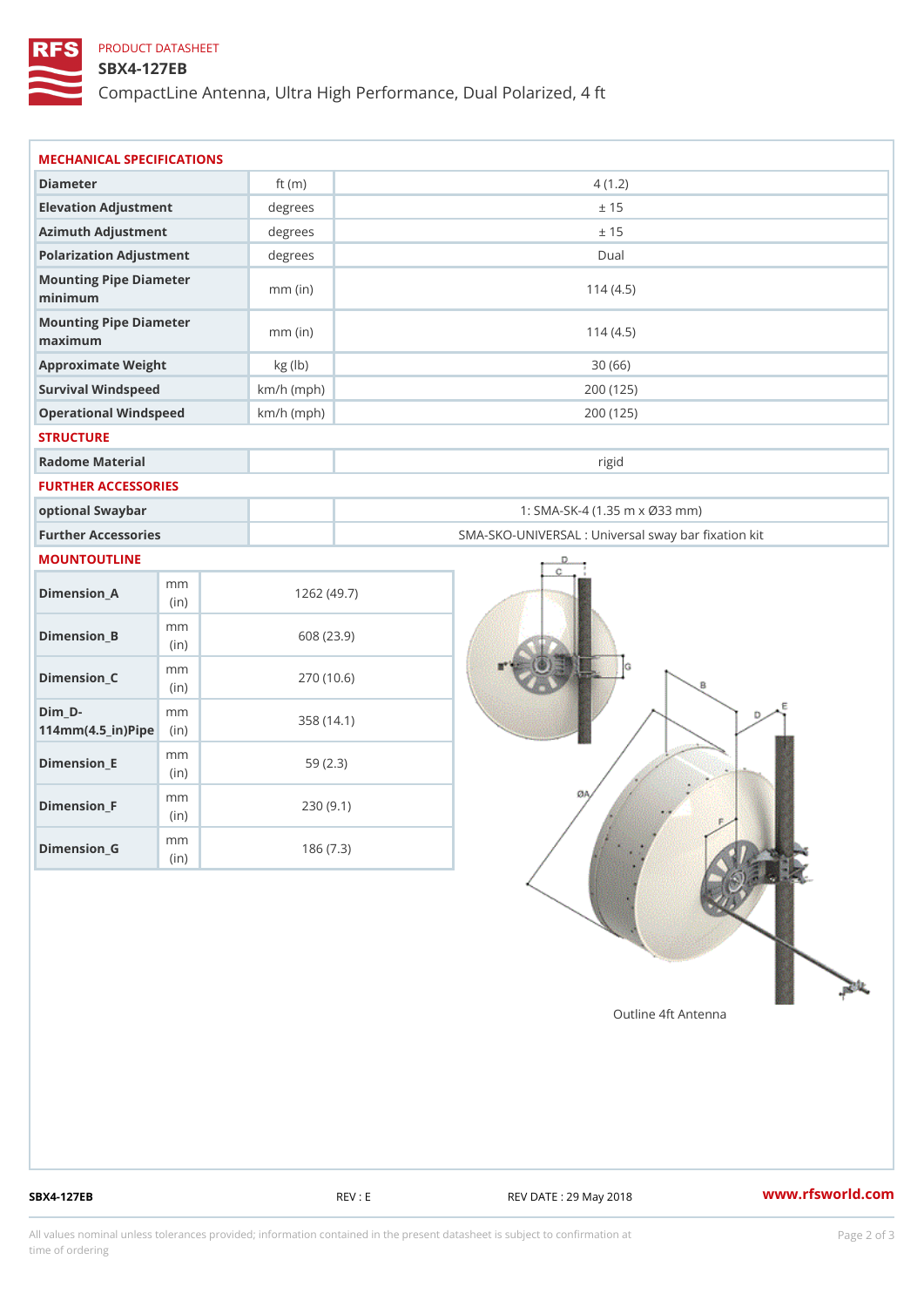PRODUCT DATASHEET

# SBX4-127EB

CompactLine Antenna, Ultra High Performance, Dual Polarized, 4 ft

## MECHANICAL SPECIFICATIONS

| | | |
|---|---|---|
| Diameter | ft (m) | 4 (1.2) |
| Elevation Adjustment | degrees | ± 15 |
| Azimuth Adjustment | degrees | ± 15 |
| Polarization Adjustment | degrees | Dual |
| Mounting Pipe Diameter minimum | mm (in) | 114 (4.5) |
| Mounting Pipe Diameter maximum | mm (in) | 114 (4.5) |
| Approximate Weight | kg (lb) | 30 (66) |
| Survival Windspeed | km/h (mph) | 200 (125) |
| Operational Windspeed | km/h (mph) | 200 (125) |

## STRUCTURE

| | | |
|---|---|---|
| Radome Material | | rigid |

## FURTHER ACCESSORIES

| | | |
|---|---|---|
| optional Swaybar | | 1: SMA-SK-4 (1.35 m x Ø33 mm) |
| Further Accessories | | SMA-SKO-UNIVERSAL : Universal sway bar fixation kit |

## MOUNTOUTLINE

| | | |
|---|---|---|
| Dimension_A | mm (in) | 1262 (49.7) |
| Dimension_B | mm (in) | 608 (23.9) |
| Dimension_C | mm (in) | 270 (10.6) |
| Dim_D-114mm(4.5_in)Pipe | mm (in) | 358 (14.1) |
| Dimension_E | mm (in) | 59 (2.3) |
| Dimension_F | mm (in) | 230 (9.1) |
| Dimension_G | mm (in) | 186 (7.3) |

Outline 4ft Antenna

SBX4-127EB REV : E REV DATE : 29 May 2018 www.rfsworld.com

All values nominal unless tolerances provided; information contained in the present datasheet is subject to confirmation at time of ordering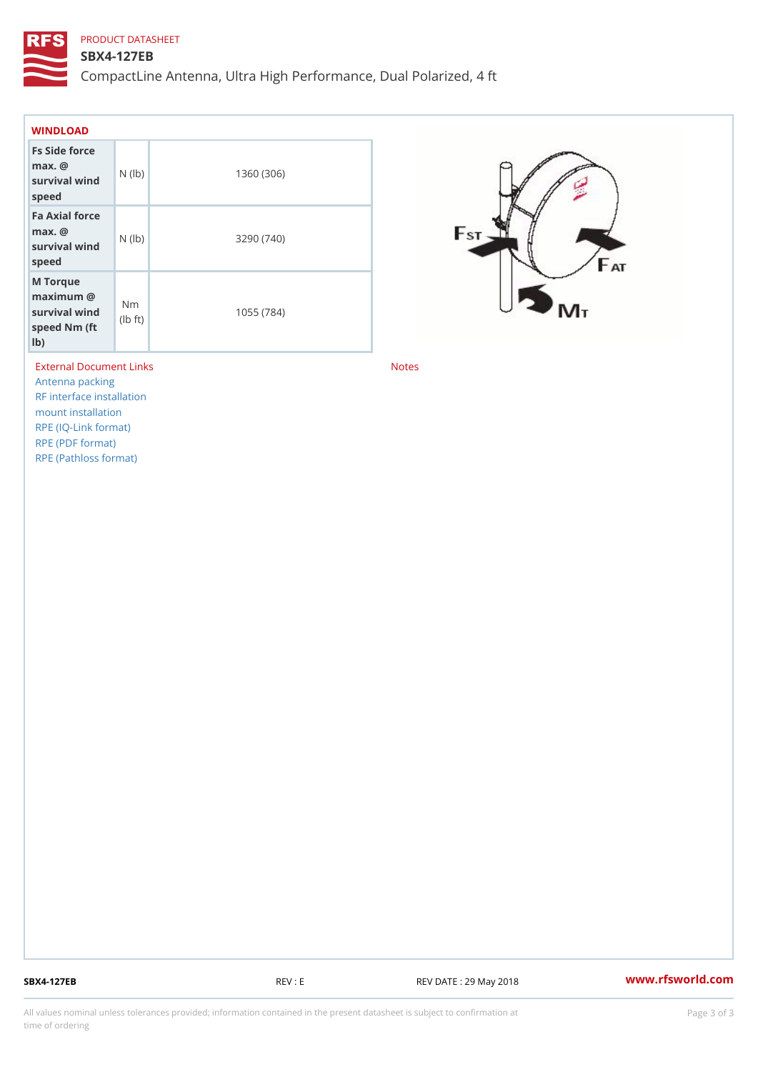## WINDLOAD

| | | |
|---|---|---|
| Fs Side force max. @ survival wind speed | N (lb) | 1360 (306) |
| Fa Axial force max. @ survival wind speed | N (lb) | 3290 (740) |
| M Torque maximum @ survival wind speed Nm (ft lb) | Nm (lb ft) | 1055 (784) |

External Document Links

Antenna packing

RF interface installation

mount installation

RPE (IQ-Link format)

RPE (PDF format)

RPE (Pathloss format)

Notes

All values nominal unless tolerances provided; information contained in the present datasheet is subject to confirmation at time of ordering